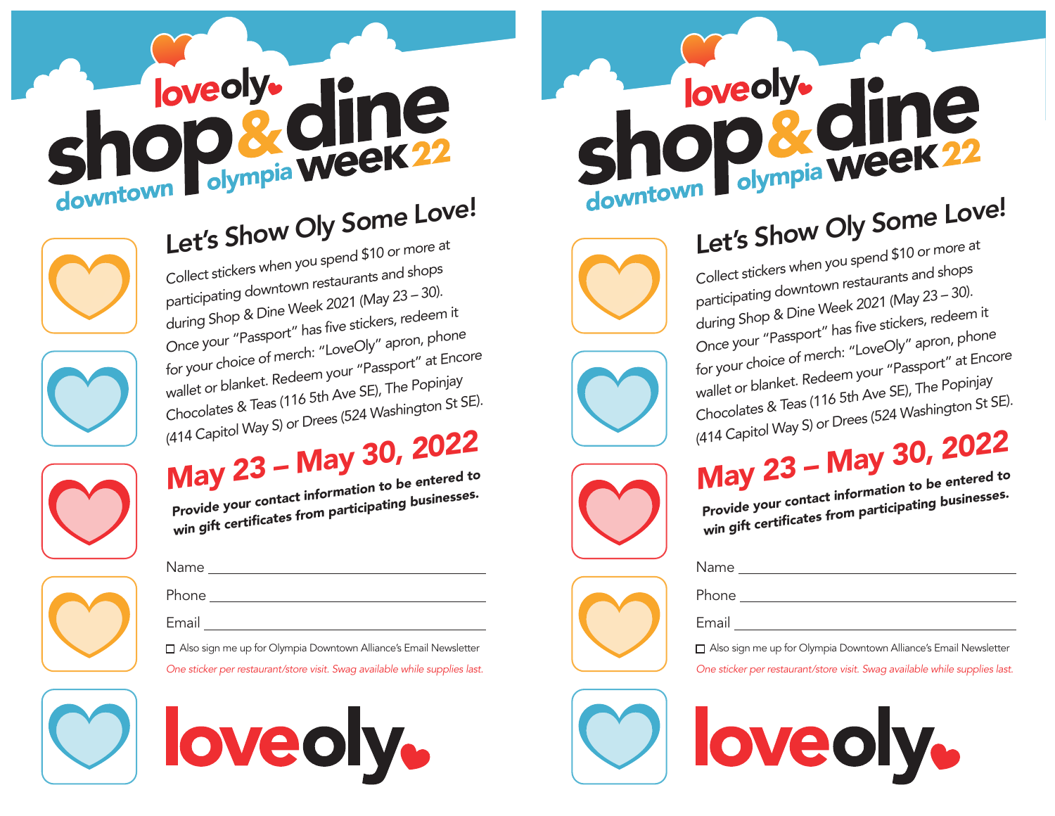loveoly

# downtown shop & dine olympia week 22

## Let's Show Oly Some Love!

Collect stickers when you spend $10 or more at participating downtown restaurants and shops during Shop & Dine Week 2021 (May 23 – 30). Once your "Passport" has five stickers, redeem it for your choice of merch: "LoveOly" apron, phone wallet or blanket. Redeem your "Passport" at Encore Chocolates & Teas (116 5th Ave SE), The Popinjay (414 Capitol Way S) or Drees (524 Washington St SE).

## May 23 – May 30, 2022

**Provide your contact information to be entered to win gift certificates from participating businesses.**

Name ______________________________

Phone ______________________________

Email ______________________________

☐ Also sign me up for Olympia Downtown Alliance's Email Newsletter

*One sticker per restaurant/store visit. Swag available while supplies last.*

loveoly

loveoly

# downtown shop & dine olympia week 22

## Let's Show Oly Some Love!

Collect stickers when you spend $10 or more at participating downtown restaurants and shops during Shop & Dine Week 2021 (May 23 – 30). Once your "Passport" has five stickers, redeem it for your choice of merch: "LoveOly" apron, phone wallet or blanket. Redeem your "Passport" at Encore Chocolates & Teas (116 5th Ave SE), The Popinjay (414 Capitol Way S) or Drees (524 Washington St SE).

## May 23 – May 30, 2022

**Provide your contact information to be entered to win gift certificates from participating businesses.**

Name ______________________________

Phone ______________________________

Email ______________________________

☐ Also sign me up for Olympia Downtown Alliance's Email Newsletter

*One sticker per restaurant/store visit. Swag available while supplies last.*

loveoly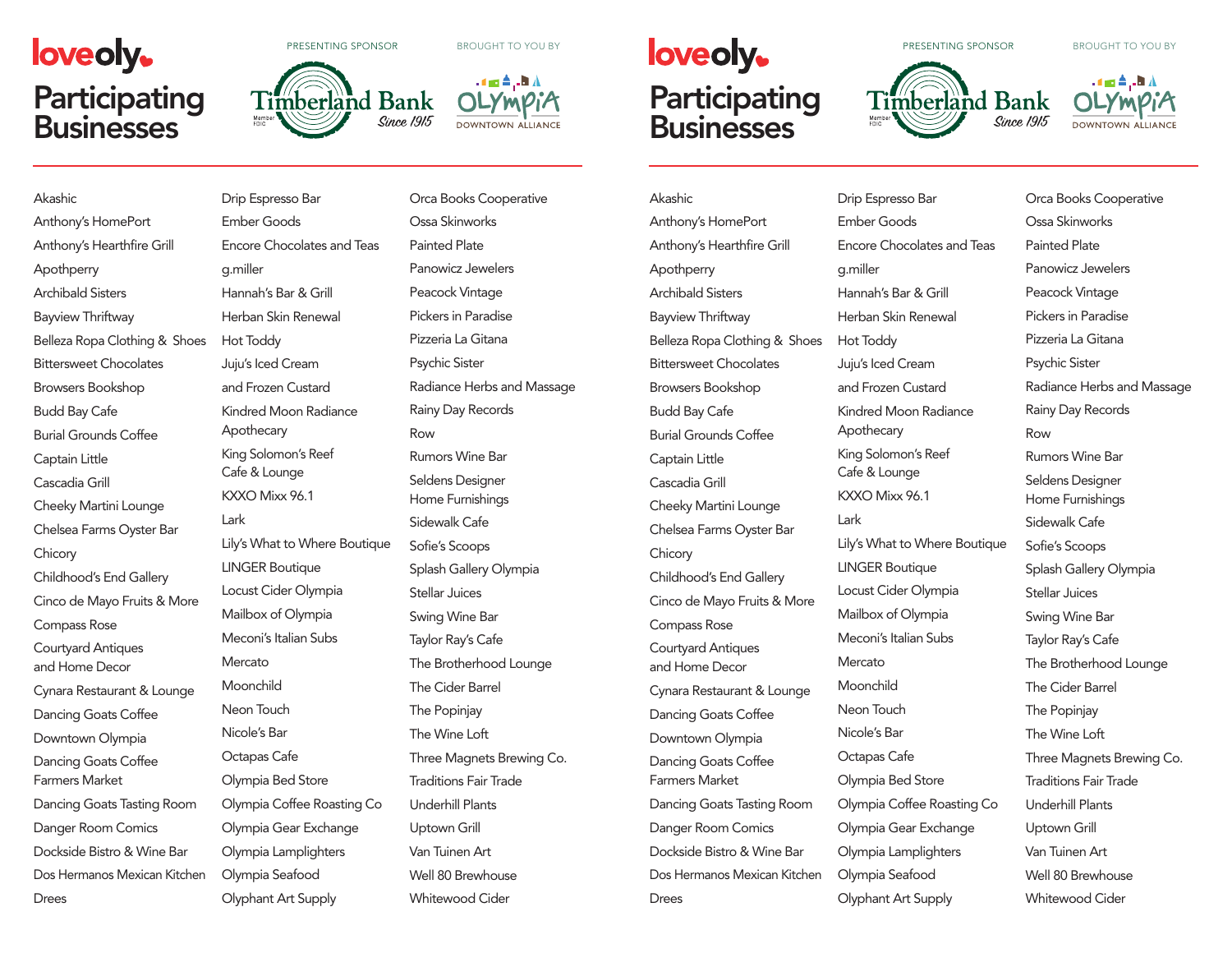# loveoly

## Participating Businesses

PRESENTING SPONSOR

Timberland Bank Since 1915 Member FDIC

BROUGHT TO YOU BY

OLYMPIA DOWNTOWN ALLIANCE

Akashic
Anthony's HomePort
Anthony's Hearthfire Grill
Apothperry
Archibald Sisters
Bayview Thriftway
Belleza Ropa Clothing & Shoes
Bittersweet Chocolates
Browsers Bookshop
Budd Bay Cafe
Burial Grounds Coffee
Captain Little
Cascadia Grill
Cheeky Martini Lounge
Chelsea Farms Oyster Bar
Chicory
Childhood's End Gallery
Cinco de Mayo Fruits & More
Compass Rose
Courtyard Antiques and Home Decor
Cynara Restaurant & Lounge
Dancing Goats Coffee
Downtown Olympia
Dancing Goats Coffee Farmers Market
Dancing Goats Tasting Room
Danger Room Comics
Dockside Bistro & Wine Bar
Dos Hermanos Mexican Kitchen
Drees
Drip Espresso Bar
Ember Goods
Encore Chocolates and Teas
g.miller
Hannah's Bar & Grill
Herban Skin Renewal
Hot Toddy
Juju's Iced Cream and Frozen Custard
Kindred Moon Radiance Apothecary
King Solomon's Reef Cafe & Lounge
KXXO Mixx 96.1
Lark
Lily's What to Where Boutique
LINGER Boutique
Locust Cider Olympia
Mailbox of Olympia
Meconi's Italian Subs
Mercato
Moonchild
Neon Touch
Nicole's Bar
Octapas Cafe
Olympia Bed Store
Olympia Coffee Roasting Co
Olympia Gear Exchange
Olympia Lamplighters
Olympia Seafood
Olyphant Art Supply
Orca Books Cooperative
Ossa Skinworks
Painted Plate
Panowicz Jewelers
Peacock Vintage
Pickers in Paradise
Pizzeria La Gitana
Psychic Sister
Radiance Herbs and Massage
Rainy Day Records
Row
Rumors Wine Bar
Seldens Designer Home Furnishings
Sidewalk Cafe
Sofie's Scoops
Splash Gallery Olympia
Stellar Juices
Swing Wine Bar
Taylor Ray's Cafe
The Brotherhood Lounge
The Cider Barrel
The Popinjay
The Wine Loft
Three Magnets Brewing Co.
Traditions Fair Trade
Underhill Plants
Uptown Grill
Van Tuinen Art
Well 80 Brewhouse
Whitewood Cider

# loveoly

## Participating Businesses

PRESENTING SPONSOR

Timberland Bank Since 1915 Member FDIC

BROUGHT TO YOU BY

OLYMPIA DOWNTOWN ALLIANCE

Akashic
Anthony's HomePort
Anthony's Hearthfire Grill
Apothperry
Archibald Sisters
Bayview Thriftway
Belleza Ropa Clothing & Shoes
Bittersweet Chocolates
Browsers Bookshop
Budd Bay Cafe
Burial Grounds Coffee
Captain Little
Cascadia Grill
Cheeky Martini Lounge
Chelsea Farms Oyster Bar
Chicory
Childhood's End Gallery
Cinco de Mayo Fruits & More
Compass Rose
Courtyard Antiques and Home Decor
Cynara Restaurant & Lounge
Dancing Goats Coffee
Downtown Olympia
Dancing Goats Coffee Farmers Market
Dancing Goats Tasting Room
Danger Room Comics
Dockside Bistro & Wine Bar
Dos Hermanos Mexican Kitchen
Drees
Drip Espresso Bar
Ember Goods
Encore Chocolates and Teas
g.miller
Hannah's Bar & Grill
Herban Skin Renewal
Hot Toddy
Juju's Iced Cream and Frozen Custard
Kindred Moon Radiance Apothecary
King Solomon's Reef Cafe & Lounge
KXXO Mixx 96.1
Lark
Lily's What to Where Boutique
LINGER Boutique
Locust Cider Olympia
Mailbox of Olympia
Meconi's Italian Subs
Mercato
Moonchild
Neon Touch
Nicole's Bar
Octapas Cafe
Olympia Bed Store
Olympia Coffee Roasting Co
Olympia Gear Exchange
Olympia Lamplighters
Olympia Seafood
Olyphant Art Supply
Orca Books Cooperative
Ossa Skinworks
Painted Plate
Panowicz Jewelers
Peacock Vintage
Pickers in Paradise
Pizzeria La Gitana
Psychic Sister
Radiance Herbs and Massage
Rainy Day Records
Row
Rumors Wine Bar
Seldens Designer Home Furnishings
Sidewalk Cafe
Sofie's Scoops
Splash Gallery Olympia
Stellar Juices
Swing Wine Bar
Taylor Ray's Cafe
The Brotherhood Lounge
The Cider Barrel
The Popinjay
The Wine Loft
Three Magnets Brewing Co.
Traditions Fair Trade
Underhill Plants
Uptown Grill
Van Tuinen Art
Well 80 Brewhouse
Whitewood Cider